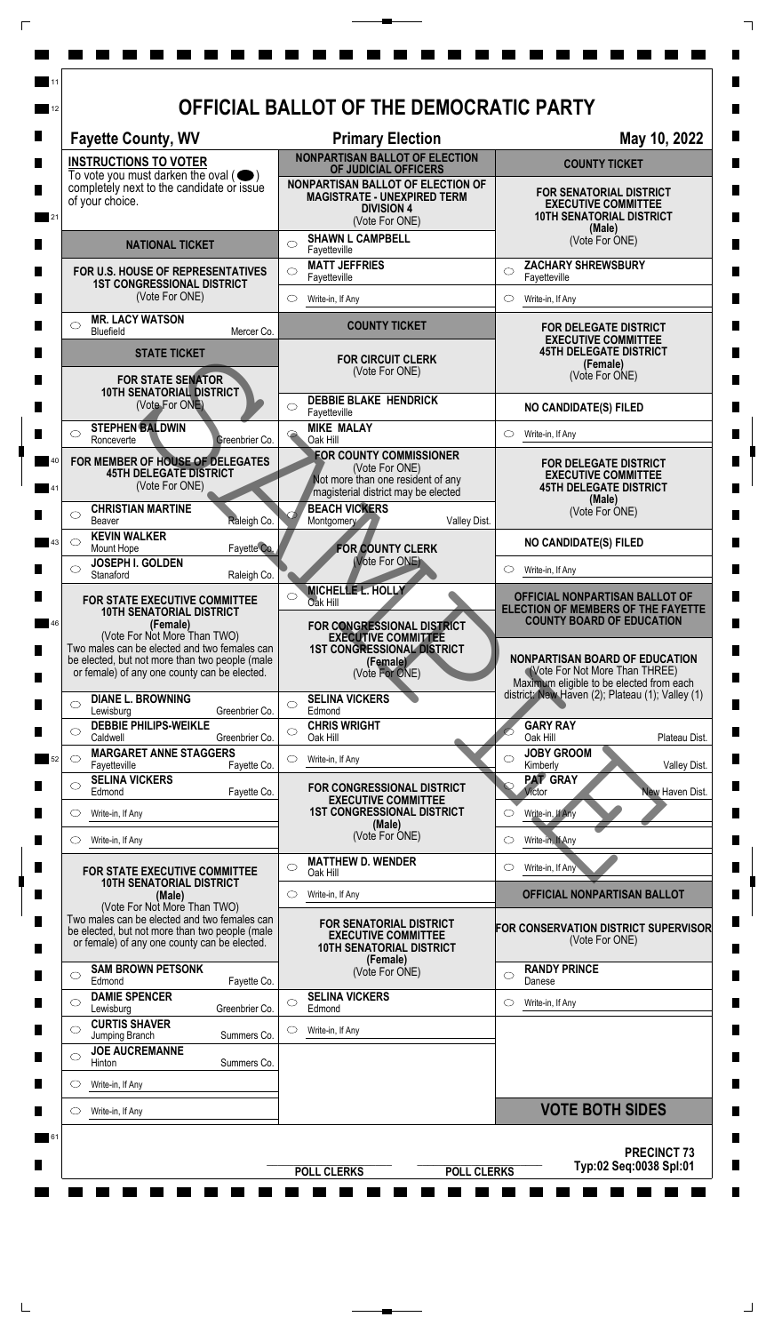# OFFICIAL BALLOT OF THE DEMOCRATIC PARTY

**Fayette County, WV** — **Primary Election** — **May 10, 2022**

SAMPLE

## INSTRUCTIONS TO VOTER

To vote you must darken the oval ( ⬤ ) completely next to the candidate or issue of your choice.

## NATIONAL TICKET

### FOR U.S. HOUSE OF REPRESENTATIVES 1ST CONGRESSIONAL DISTRICT
(Vote For ONE)

- ○ **MR. LACY WATSON** — Bluefield, Mercer Co.

## STATE TICKET

### FOR STATE SENATOR 10TH SENATORIAL DISTRICT
(Vote For ONE)

- ○ **STEPHEN BALDWIN** — Ronceverte, Greenbrier Co.

### FOR MEMBER OF HOUSE OF DELEGATES 45TH DELEGATE DISTRICT
(Vote For ONE)

- ○ **CHRISTIAN MARTINE** — Beaver, Raleigh Co.
- ○ **KEVIN WALKER** — Mount Hope, Fayette Co.
- ○ **JOSEPH I. GOLDEN** — Stanaford, Raleigh Co.

### FOR STATE EXECUTIVE COMMITTEE 10TH SENATORIAL DISTRICT (Female)
(Vote For Not More Than TWO)

Two males can be elected and two females can be elected, but not more than two people (male or female) of any one county can be elected.

- ○ **DIANE L. BROWNING** — Lewisburg, Greenbrier Co.
- ○ **DEBBIE PHILIPS-WEIKLE** — Caldwell, Greenbrier Co.
- ○ **MARGARET ANNE STAGGERS** — Fayetteville, Fayette Co.
- ○ **SELINA VICKERS** — Edmond, Fayette Co.
- ○ Write-in, If Any
- ○ Write-in, If Any

### FOR STATE EXECUTIVE COMMITTEE 10TH SENATORIAL DISTRICT (Male)
(Vote For Not More Than TWO)

Two males can be elected and two females can be elected, but not more than two people (male or female) of any one county can be elected.

- ○ **SAM BROWN PETSONK** — Edmond, Fayette Co.
- ○ **DAMIE SPENCER** — Lewisburg, Greenbrier Co.
- ○ **CURTIS SHAVER** — Jumping Branch, Summers Co.
- ○ **JOE AUCREMANNE** — Hinton, Summers Co.
- ○ Write-in, If Any
- ○ Write-in, If Any

## NONPARTISAN BALLOT OF ELECTION OF JUDICIAL OFFICERS

### NONPARTISAN BALLOT OF ELECTION OF MAGISTRATE - UNEXPIRED TERM DIVISION 4
(Vote For ONE)

- ○ **SHAWN L CAMPBELL** — Fayetteville
- ○ **MATT JEFFRIES** — Fayetteville
- ○ Write-in, If Any

## COUNTY TICKET

### FOR CIRCUIT CLERK
(Vote For ONE)

- ○ **DEBBIE BLAKE HENDRICK** — Fayetteville
- ○ **MIKE MALAY** — Oak Hill

### FOR COUNTY COMMISSIONER
(Vote For ONE)

Not more than one resident of any magisterial district may be elected

- ○ **BEACH VICKERS** — Montgomery, Valley Dist.

### FOR COUNTY CLERK
(Vote For ONE)

- ○ **MICHELLE L. HOLLY** — Oak Hill

### FOR CONGRESSIONAL DISTRICT EXECUTIVE COMMITTEE 1ST CONGRESSIONAL DISTRICT (Female)
(Vote For ONE)

- ○ **SELINA VICKERS** — Edmond
- ○ **CHRIS WRIGHT** — Oak Hill
- ○ Write-in, If Any

### FOR CONGRESSIONAL DISTRICT EXECUTIVE COMMITTEE 1ST CONGRESSIONAL DISTRICT (Male)
(Vote For ONE)

- ○ **MATTHEW D. WENDER** — Oak Hill
- ○ Write-in, If Any

### FOR SENATORIAL DISTRICT EXECUTIVE COMMITTEE 10TH SENATORIAL DISTRICT (Female)
(Vote For ONE)

- ○ **SELINA VICKERS** — Edmond
- ○ Write-in, If Any

## COUNTY TICKET

### FOR SENATORIAL DISTRICT EXECUTIVE COMMITTEE 10TH SENATORIAL DISTRICT (Male)
(Vote For ONE)

- ○ **ZACHARY SHREWSBURY** — Fayetteville
- ○ Write-in, If Any

### FOR DELEGATE DISTRICT EXECUTIVE COMMITTEE 45TH DELEGATE DISTRICT (Female)
(Vote For ONE)

**NO CANDIDATE(S) FILED**

- ○ Write-in, If Any

### FOR DELEGATE DISTRICT EXECUTIVE COMMITTEE 45TH DELEGATE DISTRICT (Male)
(Vote For ONE)

**NO CANDIDATE(S) FILED**

- ○ Write-in, If Any

## OFFICIAL NONPARTISAN BALLOT OF ELECTION OF MEMBERS OF THE FAYETTE COUNTY BOARD OF EDUCATION

### NONPARTISAN BOARD OF EDUCATION
(Vote For Not More Than THREE)

Maximum eligible to be elected from each district: New Haven (2); Plateau (1); Valley (1)

- ○ **GARY RAY** — Oak Hill, Plateau Dist.
- ○ **JOBY GROOM** — Kimberly, Valley Dist.
- ○ **PAT GRAY** — Victor, New Haven Dist.
- ○ Write-in, If Any
- ○ Write-in, If Any
- ○ Write-in, If Any

## OFFICIAL NONPARTISAN BALLOT

### FOR CONSERVATION DISTRICT SUPERVISOR
(Vote For ONE)

- ○ **RANDY PRINCE** — Danese
- ○ Write-in, If Any

**VOTE BOTH SIDES**

POLL CLERKS — POLL CLERKS

**PRECINCT 73**

Typ:02 Seq:0038 Spl:01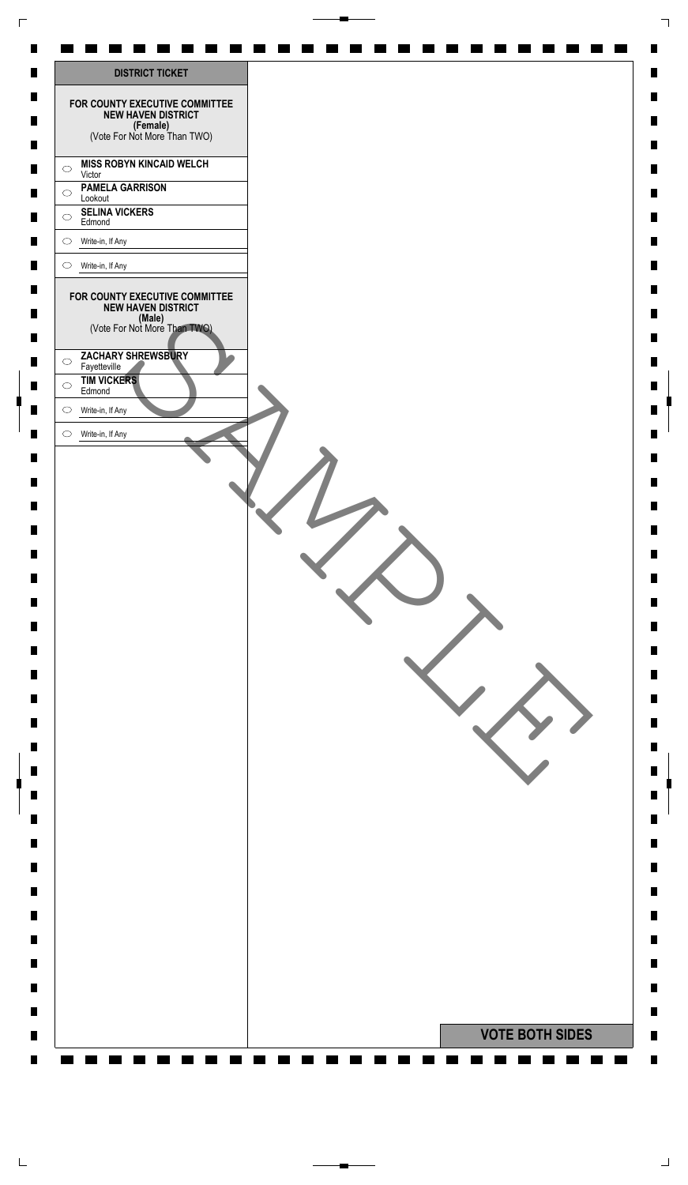## DISTRICT TICKET

### FOR COUNTY EXECUTIVE COMMITTEE NEW HAVEN DISTRICT (Female)
(Vote For Not More Than TWO)

- ○ **MISS ROBYN KINCAID WELCH**
  Victor
- ○ **PAMELA GARRISON**
  Lookout
- ○ **SELINA VICKERS**
  Edmond
- ○ Write-in, If Any
- ○ Write-in, If Any

### FOR COUNTY EXECUTIVE COMMITTEE NEW HAVEN DISTRICT (Male)
(Vote For Not More Than TWO)

- ○ **ZACHARY SHREWSBURY**
  Fayetteville
- ○ **TIM VICKERS**
  Edmond
- ○ Write-in, If Any
- ○ Write-in, If Any

SAMPLE

**VOTE BOTH SIDES**